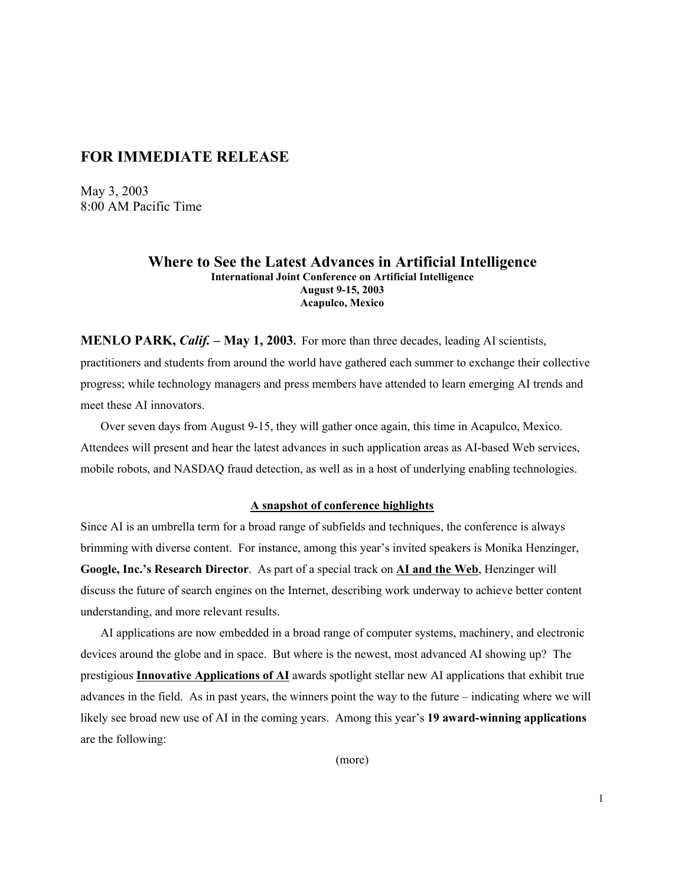## FOR IMMEDIATE RELEASE

May 3, 2003
8:00 AM Pacific Time

### Where to See the Latest Advances in Artificial Intelligence

**International Joint Conference on Artificial Intelligence**
**August 9-15, 2003**
**Acapulco, Mexico**

**MENLO PARK, *Calif.* – May 1, 2003.** For more than three decades, leading AI scientists, practitioners and students from around the world have gathered each summer to exchange their collective progress; while technology managers and press members have attended to learn emerging AI trends and meet these AI innovators.

Over seven days from August 9-15, they will gather once again, this time in Acapulco, Mexico. Attendees will present and hear the latest advances in such application areas as AI-based Web services, mobile robots, and NASDAQ fraud detection, as well as in a host of underlying enabling technologies.

**<u>A snapshot of conference highlights</u>**

Since AI is an umbrella term for a broad range of subfields and techniques, the conference is always brimming with diverse content. For instance, among this year's invited speakers is Monika Henzinger, **Google, Inc.'s Research Director**. As part of a special track on **<u>AI and the Web</u>**, Henzinger will discuss the future of search engines on the Internet, describing work underway to achieve better content understanding, and more relevant results.

AI applications are now embedded in a broad range of computer systems, machinery, and electronic devices around the globe and in space. But where is the newest, most advanced AI showing up? The prestigious **<u>Innovative Applications of AI</u>** awards spotlight stellar new AI applications that exhibit true advances in the field. As in past years, the winners point the way to the future – indicating where we will likely see broad new use of AI in the coming years. Among this year's **19 award-winning applications** are the following:

(more)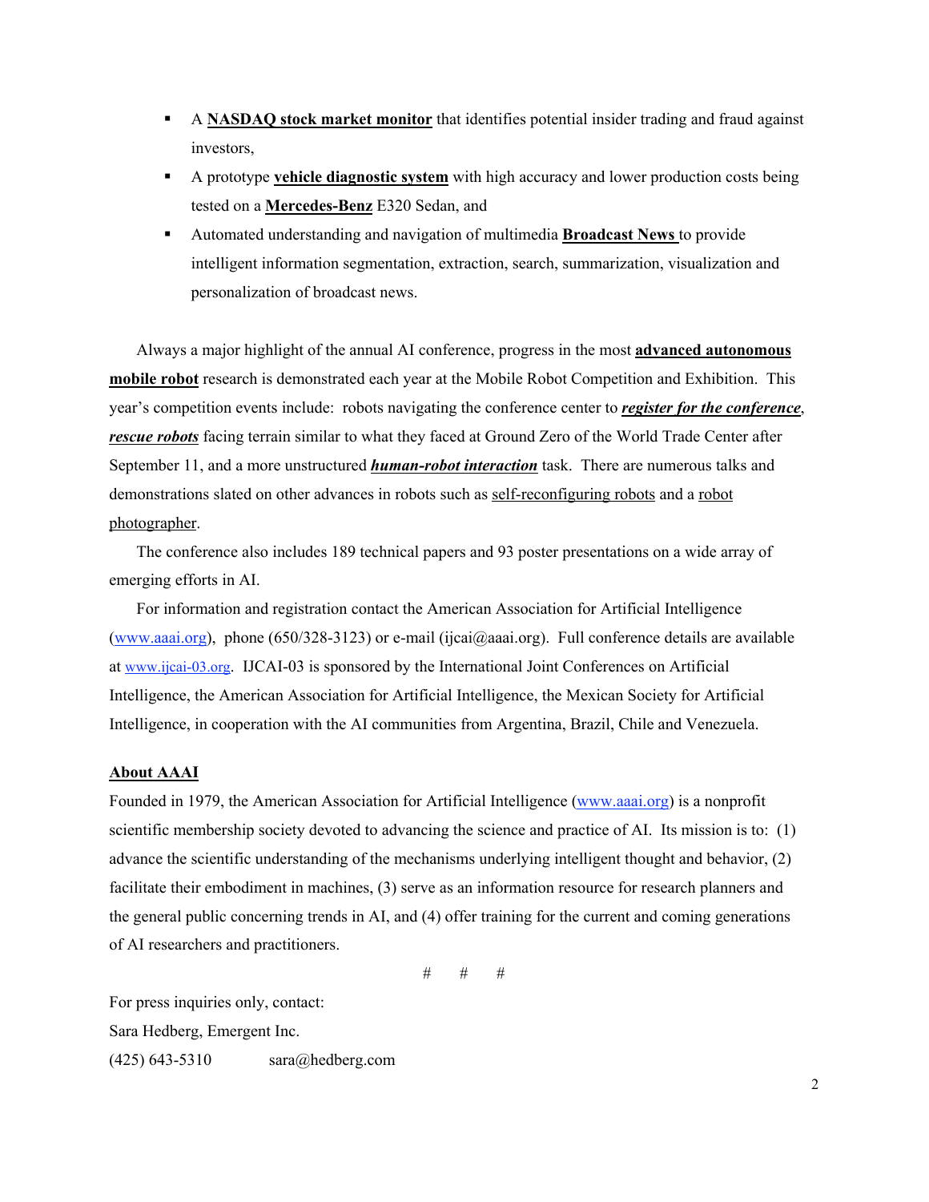- A **NASDAQ stock market monitor** that identifies potential insider trading and fraud against investors,
- A prototype **vehicle diagnostic system** with high accuracy and lower production costs being tested on a **Mercedes-Benz** E320 Sedan, and
- Automated understanding and navigation of multimedia **Broadcast News** to provide intelligent information segmentation, extraction, search, summarization, visualization and personalization of broadcast news.

Always a major highlight of the annual AI conference, progress in the most **advanced autonomous mobile robot** research is demonstrated each year at the Mobile Robot Competition and Exhibition. This year's competition events include: robots navigating the conference center to ***register for the conference***, ***rescue robots*** facing terrain similar to what they faced at Ground Zero of the World Trade Center after September 11, and a more unstructured ***human-robot interaction*** task. There are numerous talks and demonstrations slated on other advances in robots such as self-reconfiguring robots and a robot photographer.

The conference also includes 189 technical papers and 93 poster presentations on a wide array of emerging efforts in AI.

For information and registration contact the American Association for Artificial Intelligence (www.aaai.org), phone (650/328-3123) or e-mail (ijcai@aaai.org). Full conference details are available at www.ijcai-03.org. IJCAI-03 is sponsored by the International Joint Conferences on Artificial Intelligence, the American Association for Artificial Intelligence, the Mexican Society for Artificial Intelligence, in cooperation with the AI communities from Argentina, Brazil, Chile and Venezuela.

**About AAAI**

Founded in 1979, the American Association for Artificial Intelligence (www.aaai.org) is a nonprofit scientific membership society devoted to advancing the science and practice of AI. Its mission is to: (1) advance the scientific understanding of the mechanisms underlying intelligent thought and behavior, (2) facilitate their embodiment in machines, (3) serve as an information resource for research planners and the general public concerning trends in AI, and (4) offer training for the current and coming generations of AI researchers and practitioners.

# # #

For press inquiries only, contact:
Sara Hedberg, Emergent Inc.
(425) 643-5310 sara@hedberg.com